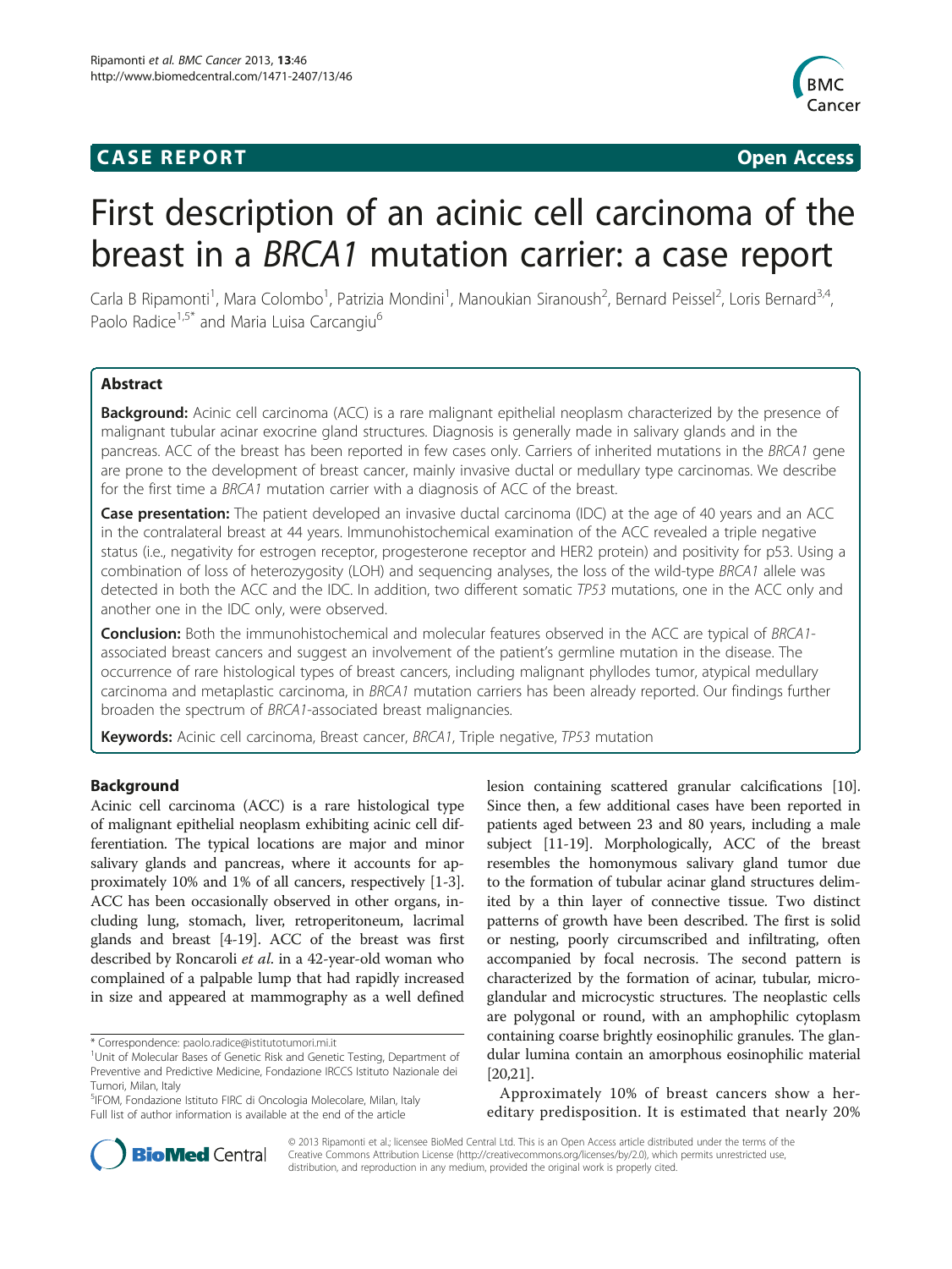**CASE REPORT** **Open Access**

# First description of an acinic cell carcinoma of the breast in a *BRCA1* mutation carrier: a case report

Carla B Ripamonti[1], Mara Colombo[1], Patrizia Mondini[1], Manoukian Siranoush[2], Bernard Peissel[2], Loris Bernard[3,4], Paolo Radice[1,5*] and Maria Luisa Carcangiu[6]

## Abstract

**Background:** Acinic cell carcinoma (ACC) is a rare malignant epithelial neoplasm characterized by the presence of malignant tubular acinar exocrine gland structures. Diagnosis is generally made in salivary glands and in the pancreas. ACC of the breast has been reported in few cases only. Carriers of inherited mutations in the *BRCA1* gene are prone to the development of breast cancer, mainly invasive ductal or medullary type carcinomas. We describe for the first time a *BRCA1* mutation carrier with a diagnosis of ACC of the breast.

**Case presentation:** The patient developed an invasive ductal carcinoma (IDC) at the age of 40 years and an ACC in the contralateral breast at 44 years. Immunohistochemical examination of the ACC revealed a triple negative status (i.e., negativity for estrogen receptor, progesterone receptor and HER2 protein) and positivity for p53. Using a combination of loss of heterozygosity (LOH) and sequencing analyses, the loss of the wild-type *BRCA1* allele was detected in both the ACC and the IDC. In addition, two different somatic *TP53* mutations, one in the ACC only and another one in the IDC only, were observed.

**Conclusion:** Both the immunohistochemical and molecular features observed in the ACC are typical of *BRCA1*-associated breast cancers and suggest an involvement of the patient's germline mutation in the disease. The occurrence of rare histological types of breast cancers, including malignant phyllodes tumor, atypical medullary carcinoma and metaplastic carcinoma, in *BRCA1* mutation carriers has been already reported. Our findings further broaden the spectrum of *BRCA1*-associated breast malignancies.

**Keywords:** Acinic cell carcinoma, Breast cancer, *BRCA1*, Triple negative, *TP53* mutation

## Background

Acinic cell carcinoma (ACC) is a rare histological type of malignant epithelial neoplasm exhibiting acinic cell differentiation. The typical locations are major and minor salivary glands and pancreas, where it accounts for approximately 10% and 1% of all cancers, respectively [1-3]. ACC has been occasionally observed in other organs, including lung, stomach, liver, retroperitoneum, lacrimal glands and breast [4-19]. ACC of the breast was first described by Roncaroli *et al*. in a 42-year-old woman who complained of a palpable lump that had rapidly increased in size and appeared at mammography as a well defined lesion containing scattered granular calcifications [10]. Since then, a few additional cases have been reported in patients aged between 23 and 80 years, including a male subject [11-19]. Morphologically, ACC of the breast resembles the homonymous salivary gland tumor due to the formation of tubular acinar gland structures delimited by a thin layer of connective tissue. Two distinct patterns of growth have been described. The first is solid or nesting, poorly circumscribed and infiltrating, often accompanied by focal necrosis. The second pattern is characterized by the formation of acinar, tubular, microglandular and microcystic structures. The neoplastic cells are polygonal or round, with an amphophilic cytoplasm containing coarse brightly eosinophilic granules. The glandular lumina contain an amorphous eosinophilic material [20,21].

Approximately 10% of breast cancers show a hereditary predisposition. It is estimated that nearly 20%

\* Correspondence: paolo.radice@istitutotumori.mi.it
[1]Unit of Molecular Bases of Genetic Risk and Genetic Testing, Department of Preventive and Predictive Medicine, Fondazione IRCCS Istituto Nazionale dei Tumori, Milan, Italy
[5]IFOM, Fondazione Istituto FIRC di Oncologia Molecolare, Milan, Italy
Full list of author information is available at the end of the article

© 2013 Ripamonti et al.; licensee BioMed Central Ltd. This is an Open Access article distributed under the terms of the Creative Commons Attribution License (http://creativecommons.org/licenses/by/2.0), which permits unrestricted use, distribution, and reproduction in any medium, provided the original work is properly cited.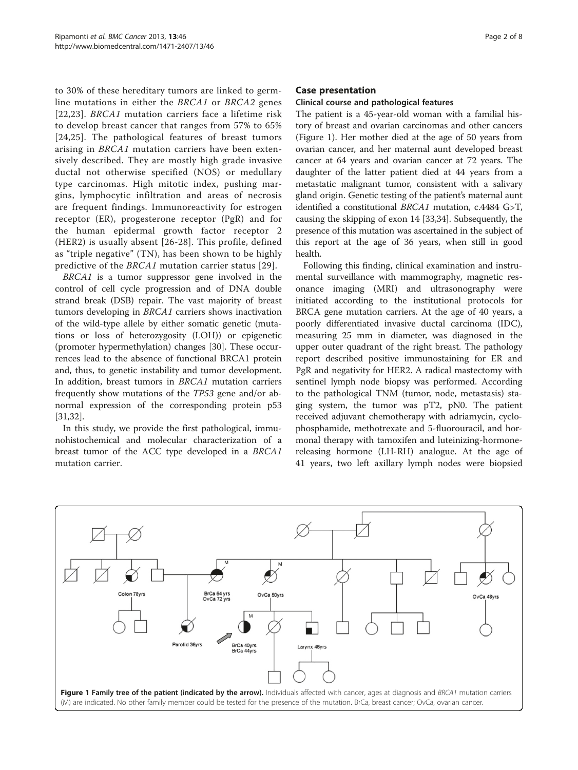to 30% of these hereditary tumors are linked to germline mutations in either the *BRCA1* or *BRCA2* genes [22,23]. *BRCA1* mutation carriers face a lifetime risk to develop breast cancer that ranges from 57% to 65% [24,25]. The pathological features of breast tumors arising in *BRCA1* mutation carriers have been extensively described. They are mostly high grade invasive ductal not otherwise specified (NOS) or medullary type carcinomas. High mitotic index, pushing margins, lymphocytic infiltration and areas of necrosis are frequent findings. Immunoreactivity for estrogen receptor (ER), progesterone receptor (PgR) and for the human epidermal growth factor receptor 2 (HER2) is usually absent [26-28]. This profile, defined as "triple negative" (TN), has been shown to be highly predictive of the *BRCA1* mutation carrier status [29].

*BRCA1* is a tumor suppressor gene involved in the control of cell cycle progression and of DNA double strand break (DSB) repair. The vast majority of breast tumors developing in *BRCA1* carriers shows inactivation of the wild-type allele by either somatic genetic (mutations or loss of heterozygosity (LOH)) or epigenetic (promoter hypermethylation) changes [30]. These occurrences lead to the absence of functional BRCA1 protein and, thus, to genetic instability and tumor development. In addition, breast tumors in *BRCA1* mutation carriers frequently show mutations of the *TP53* gene and/or abnormal expression of the corresponding protein p53 [31,32].

In this study, we provide the first pathological, immunohistochemical and molecular characterization of a breast tumor of the ACC type developed in a *BRCA1* mutation carrier.

## Case presentation

### Clinical course and pathological features

The patient is a 45-year-old woman with a familial history of breast and ovarian carcinomas and other cancers (Figure 1). Her mother died at the age of 50 years from ovarian cancer, and her maternal aunt developed breast cancer at 64 years and ovarian cancer at 72 years. The daughter of the latter patient died at 44 years from a metastatic malignant tumor, consistent with a salivary gland origin. Genetic testing of the patient's maternal aunt identified a constitutional *BRCA1* mutation, c.4484 G>T, causing the skipping of exon 14 [33,34]. Subsequently, the presence of this mutation was ascertained in the subject of this report at the age of 36 years, when still in good health.

Following this finding, clinical examination and instrumental surveillance with mammography, magnetic resonance imaging (MRI) and ultrasonography were initiated according to the institutional protocols for BRCA gene mutation carriers. At the age of 40 years, a poorly differentiated invasive ductal carcinoma (IDC), measuring 25 mm in diameter, was diagnosed in the upper outer quadrant of the right breast. The pathology report described positive immunostaining for ER and PgR and negativity for HER2. A radical mastectomy with sentinel lymph node biopsy was performed. According to the pathological TNM (tumor, node, metastasis) staging system, the tumor was pT2, pN0. The patient received adjuvant chemotherapy with adriamycin, cyclophosphamide, methotrexate and 5-fluorouracil, and hormonal therapy with tamoxifen and luteinizing-hormone-releasing hormone (LH-RH) analogue. At the age of 41 years, two left axillary lymph nodes were biopsied

M
M
M
Colon 78yrs
BrCa 64 yrs
OvCa 72 yrs
OvCa 50yrs
OvCa 48yrs
Parotid 36yrs
BrCa 40yrs
BrCa 44yrs
Larynx 46yrs

**Figure 1 Family tree of the patient (indicated by the arrow).** Individuals affected with cancer, ages at diagnosis and *BRCA1* mutation carriers (M) are indicated. No other family member could be tested for the presence of the mutation. BrCa, breast cancer; OvCa, ovarian cancer.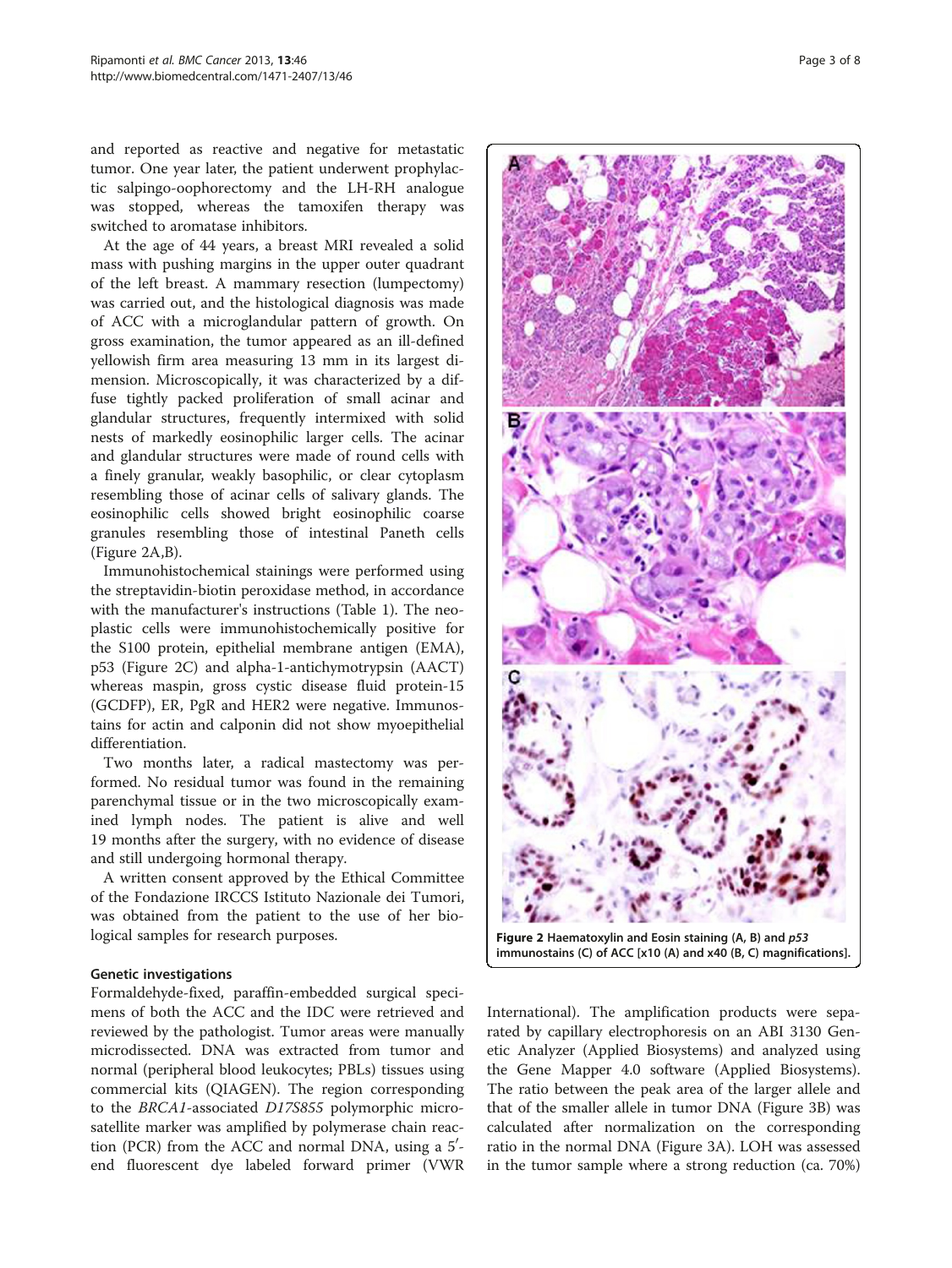and reported as reactive and negative for metastatic tumor. One year later, the patient underwent prophylactic salpingo-oophorectomy and the LH-RH analogue was stopped, whereas the tamoxifen therapy was switched to aromatase inhibitors.

At the age of 44 years, a breast MRI revealed a solid mass with pushing margins in the upper outer quadrant of the left breast. A mammary resection (lumpectomy) was carried out, and the histological diagnosis was made of ACC with a microglandular pattern of growth. On gross examination, the tumor appeared as an ill-defined yellowish firm area measuring 13 mm in its largest dimension. Microscopically, it was characterized by a diffuse tightly packed proliferation of small acinar and glandular structures, frequently intermixed with solid nests of markedly eosinophilic larger cells. The acinar and glandular structures were made of round cells with a finely granular, weakly basophilic, or clear cytoplasm resembling those of acinar cells of salivary glands. The eosinophilic cells showed bright eosinophilic coarse granules resembling those of intestinal Paneth cells (Figure 2A,B).

Immunohistochemical stainings were performed using the streptavidin-biotin peroxidase method, in accordance with the manufacturer's instructions (Table 1). The neoplastic cells were immunohistochemically positive for the S100 protein, epithelial membrane antigen (EMA), p53 (Figure 2C) and alpha-1-antichymotrypsin (AACT) whereas maspin, gross cystic disease fluid protein-15 (GCDFP), ER, PgR and HER2 were negative. Immunostains for actin and calponin did not show myoepithelial differentiation.

Two months later, a radical mastectomy was performed. No residual tumor was found in the remaining parenchymal tissue or in the two microscopically examined lymph nodes. The patient is alive and well 19 months after the surgery, with no evidence of disease and still undergoing hormonal therapy.

A written consent approved by the Ethical Committee of the Fondazione IRCCS Istituto Nazionale dei Tumori, was obtained from the patient to the use of her biological samples for research purposes.

**Figure 2** Haematoxylin and Eosin staining (A, B) and *p53* immunostains (C) of ACC [x10 (A) and x40 (B, C) magnifications].

### Genetic investigations

Formaldehyde-fixed, paraffin-embedded surgical specimens of both the ACC and the IDC were retrieved and reviewed by the pathologist. Tumor areas were manually microdissected. DNA was extracted from tumor and normal (peripheral blood leukocytes; PBLs) tissues using commercial kits (QIAGEN). The region corresponding to the *BRCA1*-associated *D17S855* polymorphic microsatellite marker was amplified by polymerase chain reaction (PCR) from the ACC and normal DNA, using a 5′-end fluorescent dye labeled forward primer (VWR International). The amplification products were separated by capillary electrophoresis on an ABI 3130 Genetic Analyzer (Applied Biosystems) and analyzed using the Gene Mapper 4.0 software (Applied Biosystems). The ratio between the peak area of the larger allele and that of the smaller allele in tumor DNA (Figure 3B) was calculated after normalization on the corresponding ratio in the normal DNA (Figure 3A). LOH was assessed in the tumor sample where a strong reduction (ca. 70%)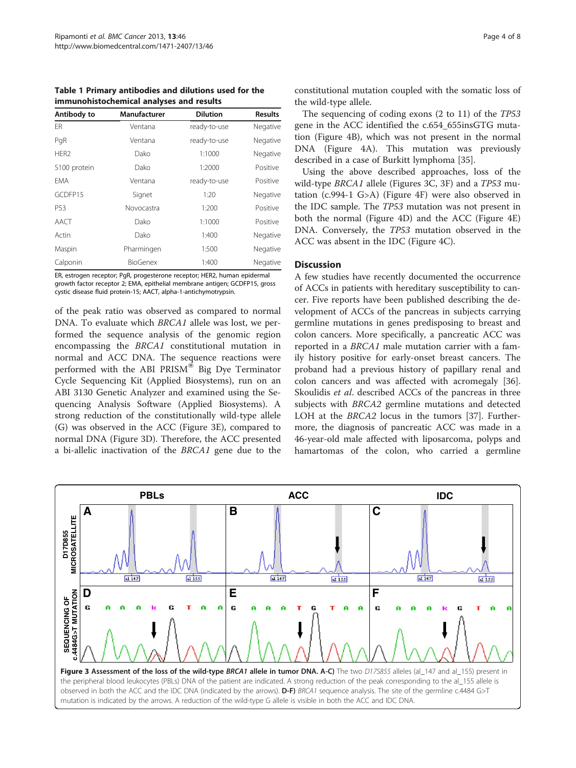**Table 1 Primary antibodies and dilutions used for the immunohistochemical analyses and results**

| Antibody to | Manufacturer | Dilution | Results |
|---|---|---|---|
| ER | Ventana | ready-to-use | Negative |
| PgR | Ventana | ready-to-use | Negative |
| HER2 | Dako | 1:1000 | Negative |
| S100 protein | Dako | 1:2000 | Positive |
| EMA | Ventana | ready-to-use | Positive |
| GCDFP15 | Signet | 1:20 | Negative |
| P53 | Novocastra | 1:200 | Positive |
| AACT | Dako | 1:1000 | Positive |
| Actin | Dako | 1:400 | Negative |
| Maspin | Pharmingen | 1:500 | Negative |
| Calponin | BioGenex | 1:400 | Negative |

ER, estrogen receptor; PgR, progesterone receptor; HER2, human epidermal growth factor receptor 2; EMA, epithelial membrane antigen; GCDFP15, gross cystic disease fluid protein-15; AACT, alpha-1-antichymotrypsin.

of the peak ratio was observed as compared to normal DNA. To evaluate which *BRCA1* allele was lost, we performed the sequence analysis of the genomic region encompassing the *BRCA1* constitutional mutation in normal and ACC DNA. The sequence reactions were performed with the ABI PRISM® Big Dye Terminator Cycle Sequencing Kit (Applied Biosystems), run on an ABI 3130 Genetic Analyzer and examined using the Sequencing Analysis Software (Applied Biosystems). A strong reduction of the constitutionally wild-type allele (G) was observed in the ACC (Figure 3E), compared to normal DNA (Figure 3D). Therefore, the ACC presented a bi-allelic inactivation of the *BRCA1* gene due to the constitutional mutation coupled with the somatic loss of the wild-type allele.

The sequencing of coding exons (2 to 11) of the *TP53* gene in the ACC identified the c.654_655insGTG mutation (Figure 4B), which was not present in the normal DNA (Figure 4A). This mutation was previously described in a case of Burkitt lymphoma [35].

Using the above described approaches, loss of the wild-type *BRCA1* allele (Figures 3C, 3F) and a *TP53* mutation (c.994-1 G>A) (Figure 4F) were also observed in the IDC sample. The *TP53* mutation was not present in both the normal (Figure 4D) and the ACC (Figure 4E) DNA. Conversely, the *TP53* mutation observed in the ACC was absent in the IDC (Figure 4C).

## Discussion

A few studies have recently documented the occurrence of ACCs in patients with hereditary susceptibility to cancer. Five reports have been published describing the development of ACCs of the pancreas in subjects carrying germline mutations in genes predisposing to breast and colon cancers. More specifically, a pancreatic ACC was reported in a *BRCA1* male mutation carrier with a family history positive for early-onset breast cancers. The proband had a previous history of papillary renal and colon cancers and was affected with acromegaly [36]. Skoulidis *et al.* described ACCs of the pancreas in three subjects with *BRCA2* germline mutations and detected LOH at the *BRCA2* locus in the tumors [37]. Furthermore, the diagnosis of pancreatic ACC was made in a 46-year-old male affected with liposarcoma, polyps and hamartomas of the colon, who carried a germline

PBLs
ACC
IDC
D17D855 MICROSATELLITE
A
B
C
al 147
al 155
SEQUENCING OF c.4484G>T MUTATION
D
E
F

**Figure 3 Assessment of the loss of the wild-type *BRCA1* allele in tumor DNA. A-C)** The two *D17S855* alleles (al_147 and al_155) present in the peripheral blood leukocytes (PBLs) DNA of the patient are indicated. A strong reduction of the peak corresponding to the al_155 allele is observed in both the ACC and the IDC DNA (indicated by the arrows). **D-F)** *BRCA1* sequence analysis. The site of the germline c.4484 G>T mutation is indicated by the arrows. A reduction of the wild-type G allele is visible in both the ACC and IDC DNA.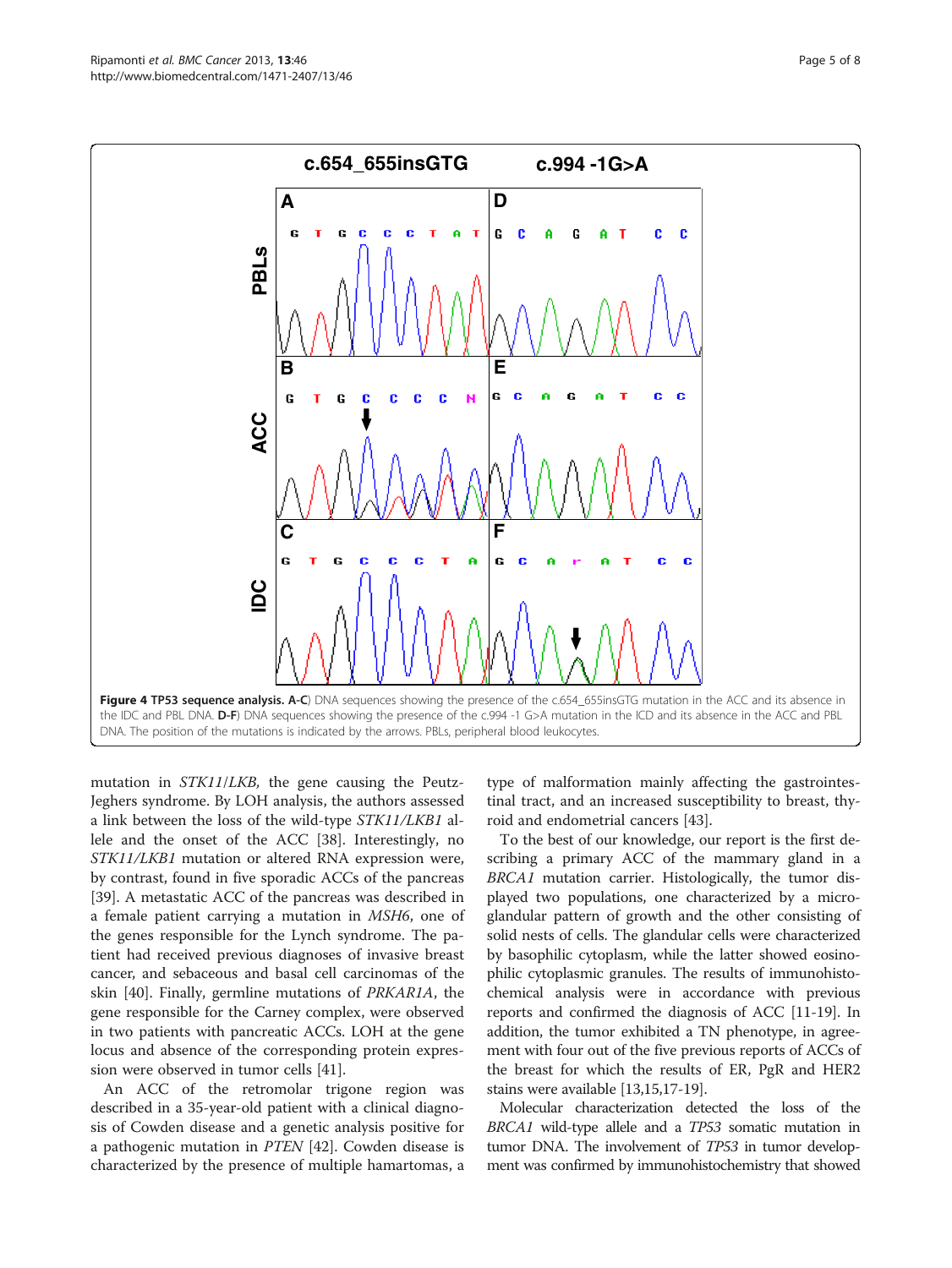c.654_655insGTG

c.994 -1G>A

A

D

PBLs

B

E

ACC

C

F

IDC

**Figure 4 TP53 sequence analysis. A-C**) DNA sequences showing the presence of the c.654_655insGTG mutation in the ACC and its absence in the IDC and PBL DNA. **D-F**) DNA sequences showing the presence of the c.994 -1 G>A mutation in the ICD and its absence in the ACC and PBL DNA. The position of the mutations is indicated by the arrows. PBLs, peripheral blood leukocytes.

mutation in *STK11/LKB*, the gene causing the Peutz-Jeghers syndrome. By LOH analysis, the authors assessed a link between the loss of the wild-type *STK11/LKB1* allele and the onset of the ACC [38]. Interestingly, no *STK11/LKB1* mutation or altered RNA expression were, by contrast, found in five sporadic ACCs of the pancreas [39]. A metastatic ACC of the pancreas was described in a female patient carrying a mutation in *MSH6*, one of the genes responsible for the Lynch syndrome. The patient had received previous diagnoses of invasive breast cancer, and sebaceous and basal cell carcinomas of the skin [40]. Finally, germline mutations of *PRKAR1A*, the gene responsible for the Carney complex, were observed in two patients with pancreatic ACCs. LOH at the gene locus and absence of the corresponding protein expression were observed in tumor cells [41].

An ACC of the retromolar trigone region was described in a 35-year-old patient with a clinical diagnosis of Cowden disease and a genetic analysis positive for a pathogenic mutation in *PTEN* [42]. Cowden disease is characterized by the presence of multiple hamartomas, a type of malformation mainly affecting the gastrointestinal tract, and an increased susceptibility to breast, thyroid and endometrial cancers [43].

To the best of our knowledge, our report is the first describing a primary ACC of the mammary gland in a *BRCA1* mutation carrier. Histologically, the tumor displayed two populations, one characterized by a microglandular pattern of growth and the other consisting of solid nests of cells. The glandular cells were characterized by basophilic cytoplasm, while the latter showed eosinophilic cytoplasmic granules. The results of immunohistochemical analysis were in accordance with previous reports and confirmed the diagnosis of ACC [11-19]. In addition, the tumor exhibited a TN phenotype, in agreement with four out of the five previous reports of ACCs of the breast for which the results of ER, PgR and HER2 stains were available [13,15,17-19].

Molecular characterization detected the loss of the *BRCA1* wild-type allele and a *TP53* somatic mutation in tumor DNA. The involvement of *TP53* in tumor development was confirmed by immunohistochemistry that showed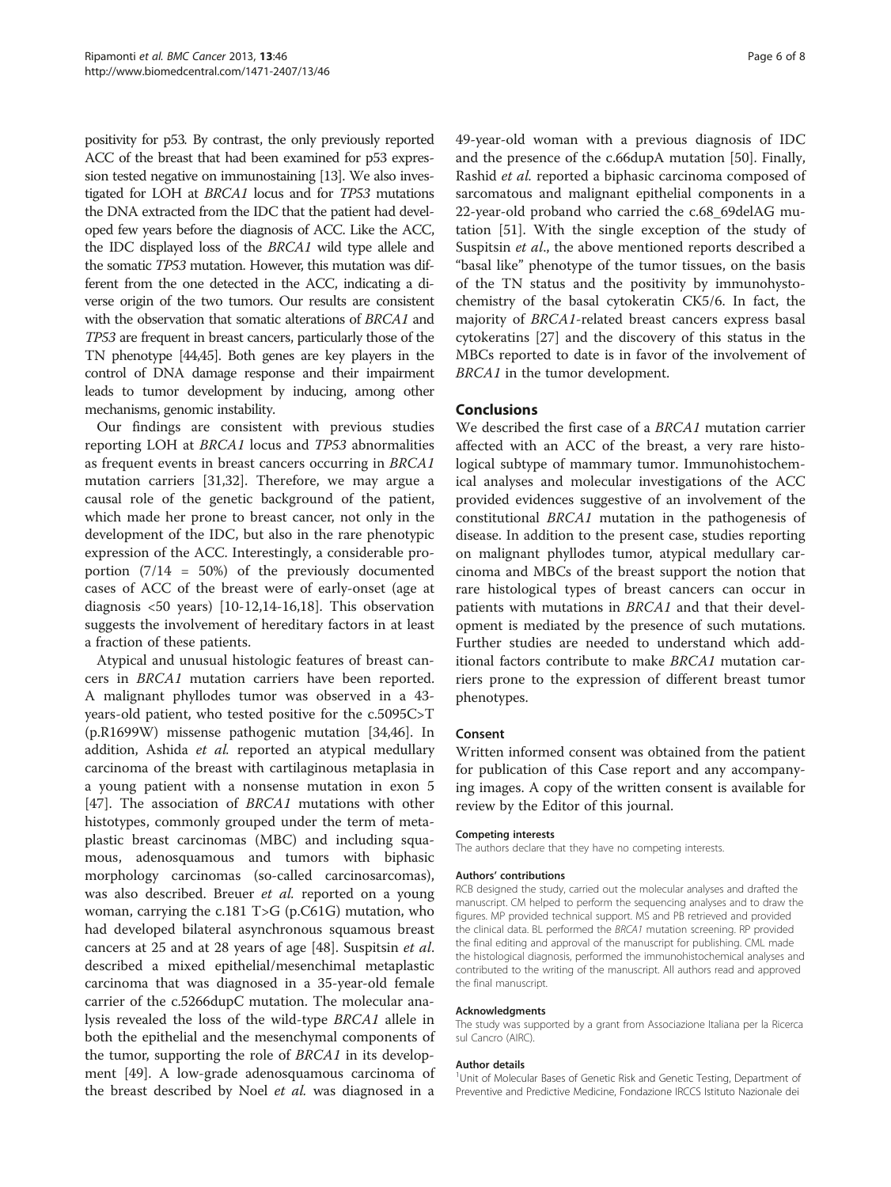positivity for p53. By contrast, the only previously reported ACC of the breast that had been examined for p53 expression tested negative on immunostaining [13]. We also investigated for LOH at *BRCA1* locus and for *TP53* mutations the DNA extracted from the IDC that the patient had developed few years before the diagnosis of ACC. Like the ACC, the IDC displayed loss of the *BRCA1* wild type allele and the somatic *TP53* mutation. However, this mutation was different from the one detected in the ACC, indicating a diverse origin of the two tumors. Our results are consistent with the observation that somatic alterations of *BRCA1* and *TP53* are frequent in breast cancers, particularly those of the TN phenotype [44,45]. Both genes are key players in the control of DNA damage response and their impairment leads to tumor development by inducing, among other mechanisms, genomic instability.

Our findings are consistent with previous studies reporting LOH at *BRCA1* locus and *TP53* abnormalities as frequent events in breast cancers occurring in *BRCA1* mutation carriers [31,32]. Therefore, we may argue a causal role of the genetic background of the patient, which made her prone to breast cancer, not only in the development of the IDC, but also in the rare phenotypic expression of the ACC. Interestingly, a considerable proportion (7/14 = 50%) of the previously documented cases of ACC of the breast were of early-onset (age at diagnosis <50 years) [10-12,14-16,18]. This observation suggests the involvement of hereditary factors in at least a fraction of these patients.

Atypical and unusual histologic features of breast cancers in *BRCA1* mutation carriers have been reported. A malignant phyllodes tumor was observed in a 43-years-old patient, who tested positive for the c.5095C>T (p.R1699W) missense pathogenic mutation [34,46]. In addition, Ashida *et al.* reported an atypical medullary carcinoma of the breast with cartilaginous metaplasia in a young patient with a nonsense mutation in exon 5 [47]. The association of *BRCA1* mutations with other histotypes, commonly grouped under the term of metaplastic breast carcinomas (MBC) and including squamous, adenosquamous and tumors with biphasic morphology carcinomas (so-called carcinosarcomas), was also described. Breuer *et al.* reported on a young woman, carrying the c.181 T>G (p.C61G) mutation, who had developed bilateral asynchronous squamous breast cancers at 25 and at 28 years of age [48]. Suspitsin *et al.* described a mixed epithelial/mesenchimal metaplastic carcinoma that was diagnosed in a 35-year-old female carrier of the c.5266dupC mutation. The molecular analysis revealed the loss of the wild-type *BRCA1* allele in both the epithelial and the mesenchymal components of the tumor, supporting the role of *BRCA1* in its development [49]. A low-grade adenosquamous carcinoma of the breast described by Noel *et al.* was diagnosed in a 49-year-old woman with a previous diagnosis of IDC and the presence of the c.66dupA mutation [50]. Finally, Rashid *et al.* reported a biphasic carcinoma composed of sarcomatous and malignant epithelial components in a 22-year-old proband who carried the c.68_69delAG mutation [51]. With the single exception of the study of Suspitsin *et al*., the above mentioned reports described a "basal like" phenotype of the tumor tissues, on the basis of the TN status and the positivity by immunohystochemistry of the basal cytokeratin CK5/6. In fact, the majority of *BRCA1*-related breast cancers express basal cytokeratins [27] and the discovery of this status in the MBCs reported to date is in favor of the involvement of *BRCA1* in the tumor development.

## Conclusions

We described the first case of a *BRCA1* mutation carrier affected with an ACC of the breast, a very rare histological subtype of mammary tumor. Immunohistochemical analyses and molecular investigations of the ACC provided evidences suggestive of an involvement of the constitutional *BRCA1* mutation in the pathogenesis of disease. In addition to the present case, studies reporting on malignant phyllodes tumor, atypical medullary carcinoma and MBCs of the breast support the notion that rare histological types of breast cancers can occur in patients with mutations in *BRCA1* and that their development is mediated by the presence of such mutations. Further studies are needed to understand which additional factors contribute to make *BRCA1* mutation carriers prone to the expression of different breast tumor phenotypes.

### Consent

Written informed consent was obtained from the patient for publication of this Case report and any accompanying images. A copy of the written consent is available for review by the Editor of this journal.

#### Competing interests

The authors declare that they have no competing interests.

#### Authors' contributions

RCB designed the study, carried out the molecular analyses and drafted the manuscript. CM helped to perform the sequencing analyses and to draw the figures. MP provided technical support. MS and PB retrieved and provided the clinical data. BL performed the *BRCA1* mutation screening. RP provided the final editing and approval of the manuscript for publishing. CML made the histological diagnosis, performed the immunohistochemical analyses and contributed to the writing of the manuscript. All authors read and approved the final manuscript.

#### Acknowledgments

The study was supported by a grant from Associazione Italiana per la Ricerca sul Cancro (AIRC).

#### Author details

[1]Unit of Molecular Bases of Genetic Risk and Genetic Testing, Department of Preventive and Predictive Medicine, Fondazione IRCCS Istituto Nazionale dei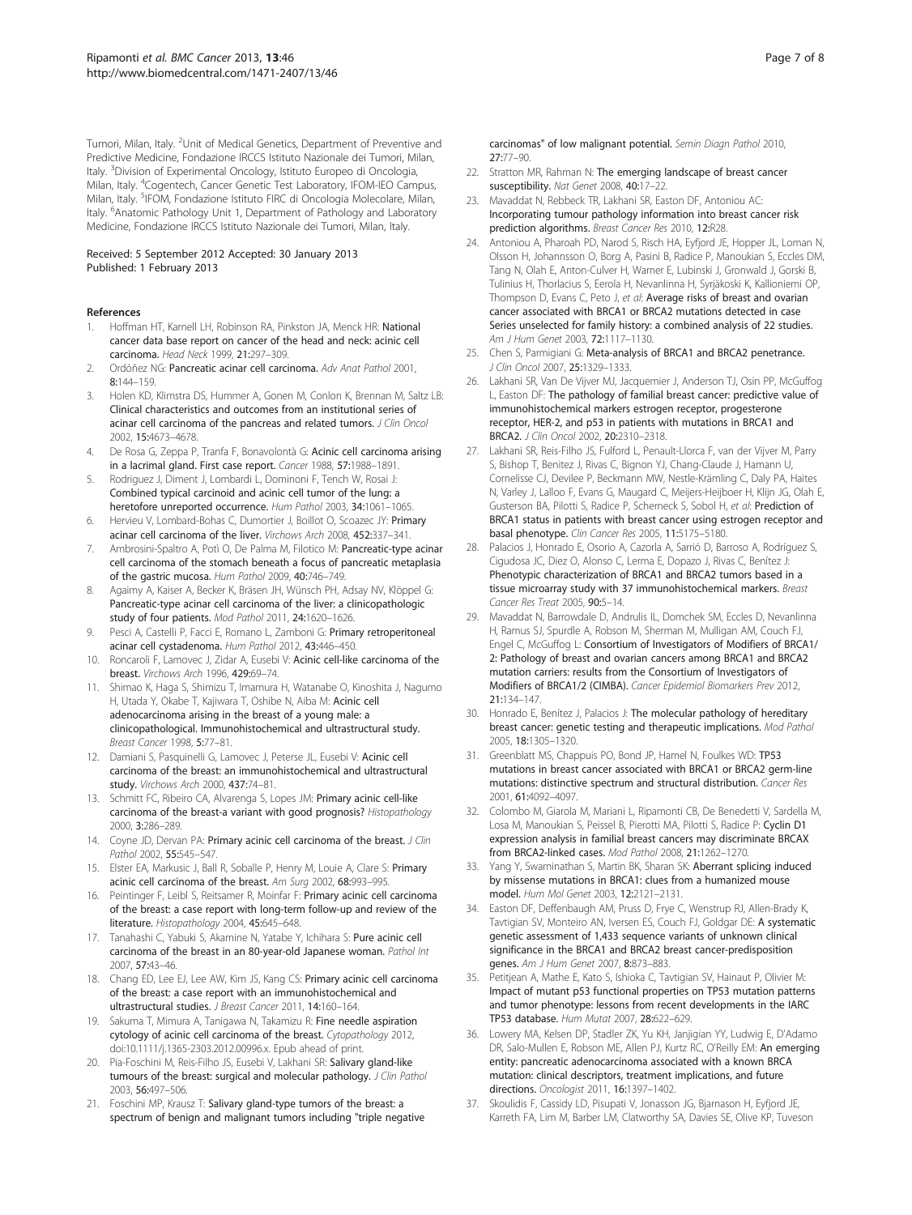Tumori, Milan, Italy. [2]Unit of Medical Genetics, Department of Preventive and Predictive Medicine, Fondazione IRCCS Istituto Nazionale dei Tumori, Milan, Italy. [3]Division of Experimental Oncology, Istituto Europeo di Oncologia, Milan, Italy. [4]Cogentech, Cancer Genetic Test Laboratory, IFOM-IEO Campus, Milan, Italy. [5]IFOM, Fondazione Istituto FIRC di Oncologia Molecolare, Milan, Italy. [6]Anatomic Pathology Unit 1, Department of Pathology and Laboratory Medicine, Fondazione IRCCS Istituto Nazionale dei Tumori, Milan, Italy.

Received: 5 September 2012 Accepted: 30 January 2013
Published: 1 February 2013

## References

1. Hoffman HT, Karnell LH, Robinson RA, Pinkston JA, Menck HR: **National cancer data base report on cancer of the head and neck: acinic cell carcinoma.** *Head Neck* 1999, **21:**297–309.
2. Ordóñez NG: **Pancreatic acinar cell carcinoma.** *Adv Anat Pathol* 2001, **8:**144–159.
3. Holen KD, Klimstra DS, Hummer A, Gonen M, Conlon K, Brennan M, Saltz LB: **Clinical characteristics and outcomes from an institutional series of acinar cell carcinoma of the pancreas and related tumors.** *J Clin Oncol* 2002, **15:**4673–4678.
4. De Rosa G, Zeppa P, Tranfa F, Bonavolontà G: **Acinic cell carcinoma arising in a lacrimal gland. First case report.** *Cancer* 1988, **57:**1988–1891.
5. Rodriguez J, Diment J, Lombardi L, Dominoni F, Tench W, Rosai J: **Combined typical carcinoid and acinic cell tumor of the lung: a heretofore unreported occurrence.** *Hum Pathol* 2003, **34:**1061–1065.
6. Hervieu V, Lombard-Bohas C, Dumortier J, Boillot O, Scoazec JY: **Primary acinar cell carcinoma of the liver.** *Virchows Arch* 2008, **452:**337–341.
7. Ambrosini-Spaltro A, Potì O, De Palma M, Filotico M: **Pancreatic-type acinar cell carcinoma of the stomach beneath a focus of pancreatic metaplasia of the gastric mucosa.** *Hum Pathol* 2009, **40:**746–749.
8. Agaimy A, Kaiser A, Becker K, Bräsen JH, Wünsch PH, Adsay NV, Klöppel G: **Pancreatic-type acinar cell carcinoma of the liver: a clinicopathologic study of four patients.** *Mod Pathol* 2011, **24:**1620–1626.
9. Pesci A, Castelli P, Facci E, Romano L, Zamboni G: **Primary retroperitoneal acinar cell cystadenoma.** *Hum Pathol* 2012, **43:**446–450.
10. Roncaroli F, Lamovec J, Zidar A, Eusebi V: **Acinic cell-like carcinoma of the breast.** *Virchows Arch* 1996, **429:**69–74.
11. Shimao K, Haga S, Shimizu T, Imamura H, Watanabe O, Kinoshita J, Nagumo H, Utada Y, Okabe T, Kajiwara T, Oshibe N, Aiba M: **Acinic cell adenocarcinoma arising in the breast of a young male: a clinicopathological. Immunohistochemical and ultrastructural study.** *Breast Cancer* 1998, **5:**77–81.
12. Damiani S, Pasquinelli G, Lamovec J, Peterse JL, Eusebi V: **Acinic cell carcinoma of the breast: an immunohistochemical and ultrastructural study.** *Virchows Arch* 2000, **437:**74–81.
13. Schmitt FC, Ribeiro CA, Alvarenga S, Lopes JM: **Primary acinic cell-like carcinoma of the breast-a variant with good prognosis?** *Histopathology* 2000, **3:**286–289.
14. Coyne JD, Dervan PA: **Primary acinic cell carcinoma of the breast.** *J Clin Pathol* 2002, **55:**545–547.
15. Elster EA, Markusic J, Ball R, Soballe P, Henry M, Louie A, Clare S: **Primary acinic cell carcinoma of the breast.** *Am Surg* 2002, **68:**993–995.
16. Peintinger F, Leibl S, Reitsamer R, Moinfar F: **Primary acinic cell carcinoma of the breast: a case report with long-term follow-up and review of the literature.** *Histopathology* 2004, **45:**645–648.
17. Tanahashi C, Yabuki S, Akamine N, Yatabe Y, Ichihara S: **Pure acinic cell carcinoma of the breast in an 80-year-old Japanese woman.** *Pathol Int* 2007, **57:**43–46.
18. Chang ED, Lee EJ, Lee AW, Kim JS, Kang CS: **Primary acinic cell carcinoma of the breast: a case report with an immunohistochemical and ultrastructural studies.** *J Breast Cancer* 2011, **14:**160–164.
19. Sakuma T, Mimura A, Tanigawa N, Takamizu R: **Fine needle aspiration cytology of acinic cell carcinoma of the breast.** *Cytopathology* 2012, doi:10.1111/j.1365-2303.2012.00996.x. Epub ahead of print.
20. Pia-Foschini M, Reis-Filho JS, Eusebi V, Lakhani SR: **Salivary gland-like tumours of the breast: surgical and molecular pathology.** *J Clin Pathol* 2003, **56:**497–506.
21. Foschini MP, Krausz T: **Salivary gland-type tumors of the breast: a spectrum of benign and malignant tumors including "triple negative carcinomas" of low malignant potential.** *Semin Diagn Pathol* 2010, **27:**77–90.
22. Stratton MR, Rahman N: **The emerging landscape of breast cancer susceptibility.** *Nat Genet* 2008, **40:**17–22.
23. Mavaddat N, Rebbeck TR, Lakhani SR, Easton DF, Antoniou AC: **Incorporating tumour pathology information into breast cancer risk prediction algorithms.** *Breast Cancer Res* 2010, **12:**R28.
24. Antoniou A, Pharoah PD, Narod S, Risch HA, Eyfjord JE, Hopper JL, Loman N, Olsson H, Johannsson O, Borg A, Pasini B, Radice P, Manoukian S, Eccles DM, Tang N, Olah E, Anton-Culver H, Warner E, Lubinski J, Gronwald J, Gorski B, Tulinius H, Thorlacius S, Eerola H, Nevanlinna H, Syrjäkoski K, Kallioniemi OP, Thompson D, Evans C, Peto J, *et al*: **Average risks of breast and ovarian cancer associated with BRCA1 or BRCA2 mutations detected in case Series unselected for family history: a combined analysis of 22 studies.** *Am J Hum Genet* 2003, **72:**1117–1130.
25. Chen S, Parmigiani G: **Meta-analysis of BRCA1 and BRCA2 penetrance.** *J Clin Oncol* 2007, **25:**1329–1333.
26. Lakhani SR, Van De Vijver MJ, Jacquemier J, Anderson TJ, Osin PP, McGuffog L, Easton DF: **The pathology of familial breast cancer: predictive value of immunohistochemical markers estrogen receptor, progesterone receptor, HER-2, and p53 in patients with mutations in BRCA1 and BRCA2.** *J Clin Oncol* 2002, **20:**2310–2318.
27. Lakhani SR, Reis-Filho JS, Fulford L, Penault-Llorca F, van der Vijver M, Parry S, Bishop T, Benitez J, Rivas C, Bignon YJ, Chang-Claude J, Hamann U, Cornelisse CJ, Devilee P, Beckmann MW, Nestle-Krämling C, Daly PA, Haites N, Varley J, Lalloo F, Evans G, Maugard C, Meijers-Heijboer H, Klijn JG, Olah E, Gusterson BA, Pilotti S, Radice P, Scherneck S, Sobol H, *et al*: **Prediction of BRCA1 status in patients with breast cancer using estrogen receptor and basal phenotype.** *Clin Cancer Res* 2005, **11:**5175–5180.
28. Palacios J, Honrado E, Osorio A, Cazorla A, Sarrió D, Barroso A, Rodríguez S, Cigudosa JC, Diez O, Alonso C, Lerma E, Dopazo J, Rivas C, Benítez J: **Phenotypic characterization of BRCA1 and BRCA2 tumors based in a tissue microarray study with 37 immunohistochemical markers.** *Breast Cancer Res Treat* 2005, **90:**5–14.
29. Mavaddat N, Barrowdale D, Andrulis IL, Domchek SM, Eccles D, Nevanlinna H, Ramus SJ, Spurdle A, Robson M, Sherman M, Mulligan AM, Couch FJ, Engel C, McGuffog L: **Consortium of Investigators of Modifiers of BRCA1/2: Pathology of breast and ovarian cancers among BRCA1 and BRCA2 mutation carriers: results from the Consortium of Investigators of Modifiers of BRCA1/2 (CIMBA).** *Cancer Epidemiol Biomarkers Prev* 2012, **21:**134–147.
30. Honrado E, Benítez J, Palacios J: **The molecular pathology of hereditary breast cancer: genetic testing and therapeutic implications.** *Mod Pathol* 2005, **18:**1305–1320.
31. Greenblatt MS, Chappuis PO, Bond JP, Hamel N, Foulkes WD: **TP53 mutations in breast cancer associated with BRCA1 or BRCA2 germ-line mutations: distinctive spectrum and structural distribution.** *Cancer Res* 2001, **61:**4092–4097.
32. Colombo M, Giarola M, Mariani L, Ripamonti CB, De Benedetti V, Sardella M, Losa M, Manoukian S, Peissel B, Pierotti MA, Pilotti S, Radice P: **Cyclin D1 expression analysis in familial breast cancers may discriminate BRCAX from BRCA2-linked cases.** *Mod Pathol* 2008, **21:**1262–1270.
33. Yang Y, Swaminathan S, Martin BK, Sharan SK: **Aberrant splicing induced by missense mutations in BRCA1: clues from a humanized mouse model.** *Hum Mol Genet* 2003, **12:**2121–2131.
34. Easton DF, Deffenbaugh AM, Pruss D, Frye C, Wenstrup RJ, Allen-Brady K, Tavtigian SV, Monteiro AN, Iversen ES, Couch FJ, Goldgar DE: **A systematic genetic assessment of 1,433 sequence variants of unknown clinical significance in the BRCA1 and BRCA2 breast cancer-predisposition genes.** *Am J Hum Genet* 2007, **8:**873–883.
35. Petitjean A, Mathe E, Kato S, Ishioka C, Tavtigian SV, Hainaut P, Olivier M: **Impact of mutant p53 functional properties on TP53 mutation patterns and tumor phenotype: lessons from recent developments in the IARC TP53 database.** *Hum Mutat* 2007, **28:**622–629.
36. Lowery MA, Kelsen DP, Stadler ZK, Yu KH, Janjigian YY, Ludwig E, D'Adamo DR, Salo-Mullen E, Robson ME, Allen PJ, Kurtz RC, O'Reilly EM: **An emerging entity: pancreatic adenocarcinoma associated with a known BRCA mutation: clinical descriptors, treatment implications, and future directions.** *Oncologist* 2011, **16:**1397–1402.
37. Skoulidis F, Cassidy LD, Pisupati V, Jonasson JG, Bjarnason H, Eyfjord JE, Karreth FA, Lim M, Barber LM, Clatworthy SA, Davies SE, Olive KP, Tuveson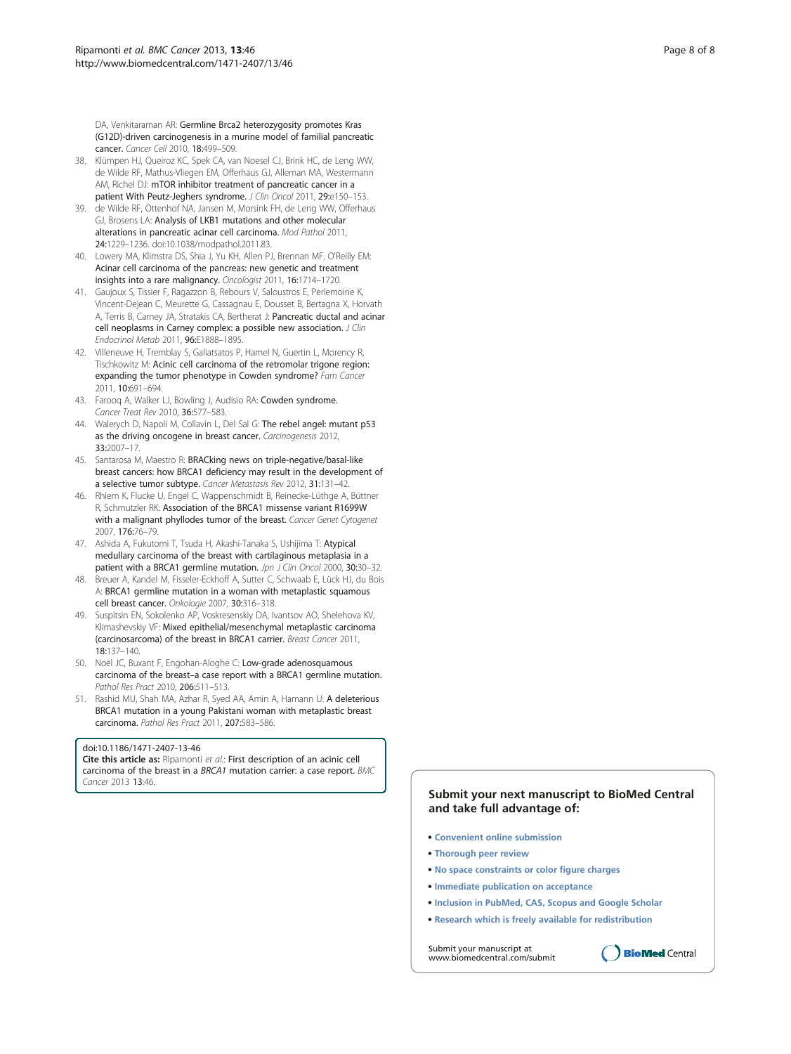DA, Venkitaraman AR: Germline Brca2 heterozygosity promotes Kras (G12D)-driven carcinogenesis in a murine model of familial pancreatic cancer. *Cancer Cell* 2010, **18:**499–509.

38. Klümpen HJ, Queiroz KC, Spek CA, van Noesel CJ, Brink HC, de Leng WW, de Wilde RF, Mathus-Vliegen EM, Offerhaus GJ, Alleman MA, Westermann AM, Richel DJ: mTOR inhibitor treatment of pancreatic cancer in a patient With Peutz-Jeghers syndrome. *J Clin Oncol* 2011, **29:**e150–153.
39. de Wilde RF, Ottenhof NA, Jansen M, Morsink FH, de Leng WW, Offerhaus GJ, Brosens LA: Analysis of LKB1 mutations and other molecular alterations in pancreatic acinar cell carcinoma. *Mod Pathol* 2011, **24:**1229–1236. doi:10.1038/modpathol.2011.83.
40. Lowery MA, Klimstra DS, Shia J, Yu KH, Allen PJ, Brennan MF, O'Reilly EM: Acinar cell carcinoma of the pancreas: new genetic and treatment insights into a rare malignancy. *Oncologist* 2011, **16:**1714–1720.
41. Gaujoux S, Tissier F, Ragazzon B, Rebours V, Saloustros E, Perlemoine K, Vincent-Dejean C, Meurette G, Cassagnau E, Dousset B, Bertagna X, Horvath A, Terris B, Carney JA, Stratakis CA, Bertherat J: Pancreatic ductal and acinar cell neoplasms in Carney complex: a possible new association. *J Clin Endocrinol Metab* 2011, **96:**E1888–1895.
42. Villeneuve H, Tremblay S, Galiatsatos P, Hamel N, Guertin L, Morency R, Tischkowitz M: Acinic cell carcinoma of the retromolar trigone region: expanding the tumor phenotype in Cowden syndrome? *Fam Cancer* 2011, **10:**691–694.
43. Farooq A, Walker LJ, Bowling J, Audisio RA: Cowden syndrome. *Cancer Treat Rev* 2010, **36:**577–583.
44. Walerych D, Napoli M, Collavin L, Del Sal G: The rebel angel: mutant p53 as the driving oncogene in breast cancer. *Carcinogenesis* 2012, **33:**2007–17.
45. Santarosa M, Maestro R: BRACking news on triple-negative/basal-like breast cancers: how BRCA1 deficiency may result in the development of a selective tumor subtype. *Cancer Metastasis Rev* 2012, **31:**131–42.
46. Rhiem K, Flucke U, Engel C, Wappenschmidt B, Reinecke-Lüthge A, Büttner R, Schmutzler RK: Association of the BRCA1 missense variant R1699W with a malignant phyllodes tumor of the breast. *Cancer Genet Cytogenet* 2007, **176:**76–79.
47. Ashida A, Fukutomi T, Tsuda H, Akashi-Tanaka S, Ushijima T: Atypical medullary carcinoma of the breast with cartilaginous metaplasia in a patient with a BRCA1 germline mutation. *Jpn J Clin Oncol* 2000, **30:**30–32.
48. Breuer A, Kandel M, Fisseler-Eckhoff A, Sutter C, Schwaab E, Lück HJ, du Bois A: BRCA1 germline mutation in a woman with metaplastic squamous cell breast cancer. *Onkologie* 2007, **30:**316–318.
49. Suspitsin EN, Sokolenko AP, Voskresenskiy DA, Ivantsov AO, Shelehova KV, Klimashevskiy VF: Mixed epithelial/mesenchymal metaplastic carcinoma (carcinosarcoma) of the breast in BRCA1 carrier. *Breast Cancer* 2011, **18:**137–140.
50. Noël JC, Buxant F, Engohan-Aloghe C: Low-grade adenosquamous carcinoma of the breast–a case report with a BRCA1 germline mutation. *Pathol Res Pract* 2010, **206:**511–513.
51. Rashid MU, Shah MA, Azhar R, Syed AA, Amin A, Hamann U: A deleterious BRCA1 mutation in a young Pakistani woman with metaplastic breast carcinoma. *Pathol Res Pract* 2011, **207:**583–586.

doi:10.1186/1471-2407-13-46

**Cite this article as:** Ripamonti *et al.*: First description of an acinic cell carcinoma of the breast in a *BRCA1* mutation carrier: a case report. *BMC Cancer* 2013 13:46.

**Submit your next manuscript to BioMed Central and take full advantage of:**

- Convenient online submission
- Thorough peer review
- No space constraints or color figure charges
- Immediate publication on acceptance
- Inclusion in PubMed, CAS, Scopus and Google Scholar
- Research which is freely available for redistribution

Submit your manuscript at www.biomedcentral.com/submit

BioMed Central